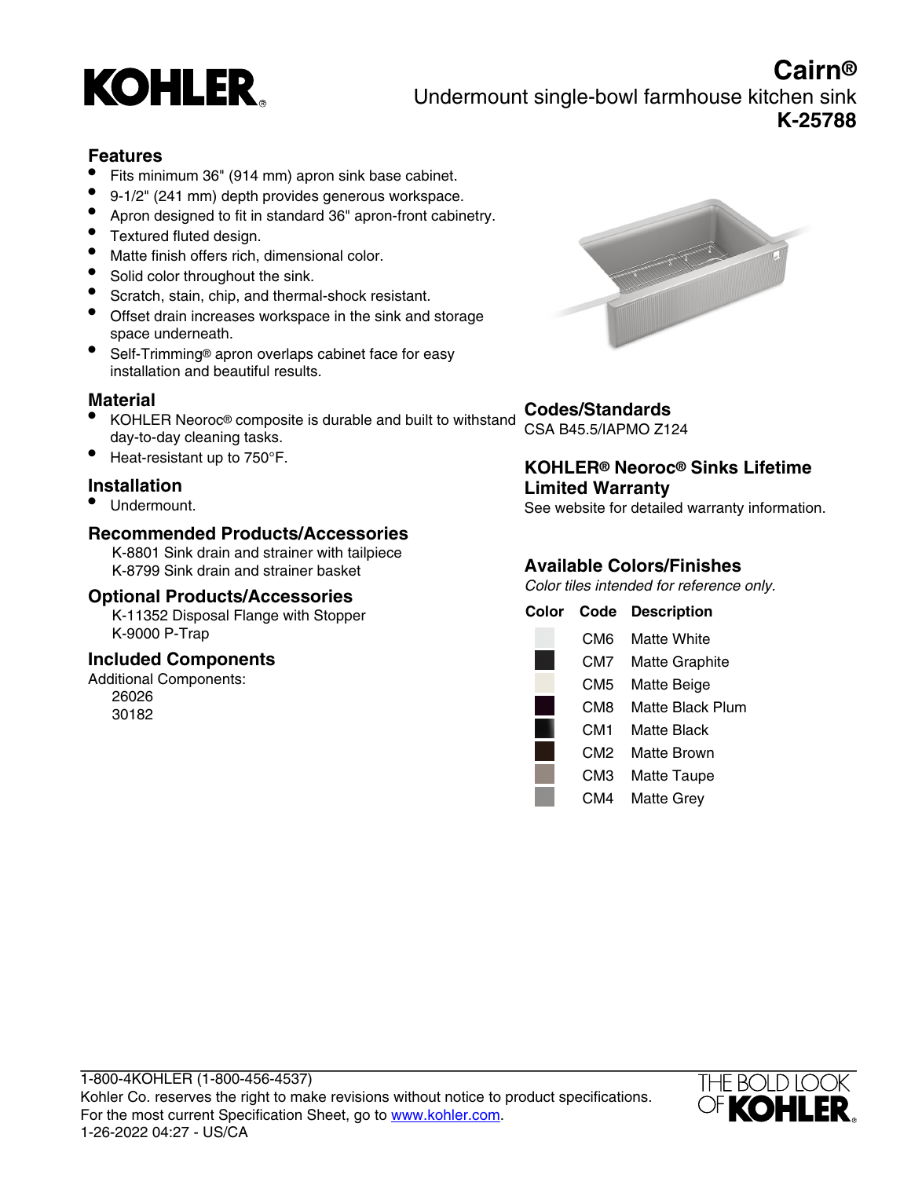# KOHLER

# Cairn®

Undermount single-bowl farmhouse kitchen sink

**K-25788**

## Features

- Fits minimum 36" (914 mm) apron sink base cabinet.
- 9-1/2" (241 mm) depth provides generous workspace.
- Apron designed to fit in standard 36" apron-front cabinetry.
- Textured fluted design.
- Matte finish offers rich, dimensional color.
- Solid color throughout the sink.
- Scratch, stain, chip, and thermal-shock resistant.
- Offset drain increases workspace in the sink and storage space underneath.
- Self-Trimming® apron overlaps cabinet face for easy installation and beautiful results.

## Material

- KOHLER Neoroc® composite is durable and built to withstand day-to-day cleaning tasks.
- Heat-resistant up to 750°F.

## Installation

- Undermount.

## Recommended Products/Accessories

K-8801 Sink drain and strainer with tailpiece
K-8799 Sink drain and strainer basket

## Optional Products/Accessories

K-11352 Disposal Flange with Stopper
K-9000 P-Trap

## Included Components

Additional Components:
26026
30182

## Codes/Standards

CSA B45.5/IAPMO Z124

## KOHLER® Neoroc® Sinks Lifetime Limited Warranty

See website for detailed warranty information.

## Available Colors/Finishes

*Color tiles intended for reference only.*

| Color | Code | Description |
| --- | --- | --- |
| | CM6 | Matte White |
| | CM7 | Matte Graphite |
| | CM5 | Matte Beige |
| | CM8 | Matte Black Plum |
| | CM1 | Matte Black |
| | CM2 | Matte Brown |
| | CM3 | Matte Taupe |
| | CM4 | Matte Grey |

1-800-4KOHLER (1-800-456-4537)
Kohler Co. reserves the right to make revisions without notice to product specifications.
For the most current Specification Sheet, go to www.kohler.com.
1-26-2022 04:27 - US/CA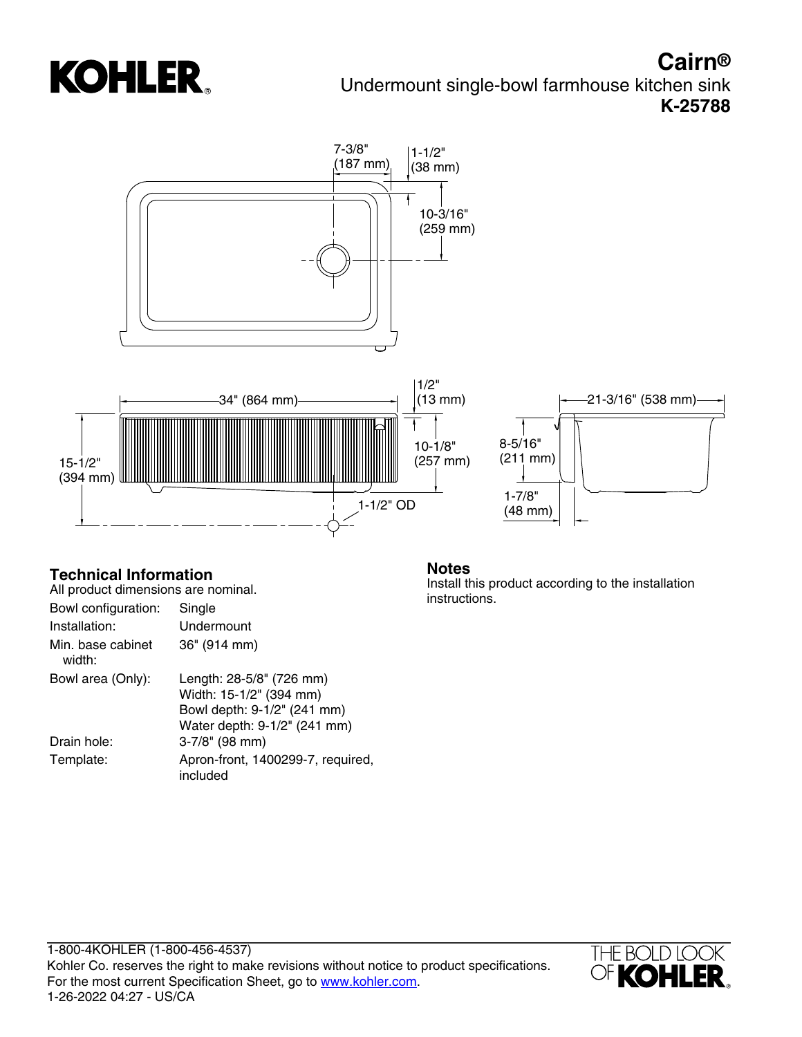# Cairn®

## Undermount single-bowl farmhouse kitchen sink

## K-25788

7-3/8" (187 mm)
1-1/2" (38 mm)
10-3/16" (259 mm)

34" (864 mm)
1/2" (13 mm)
10-1/8" (257 mm)
15-1/2" (394 mm)
1-1/2" OD

21-3/16" (538 mm)
8-5/16" (211 mm)
1-7/8" (48 mm)

## Technical Information

All product dimensions are nominal.

| | |
|---|---|
| Bowl configuration: | Single |
| Installation: | Undermount |
| Min. base cabinet width: | 36" (914 mm) |
| Bowl area (Only): | Length: 28-5/8" (726 mm)<br>Width: 15-1/2" (394 mm)<br>Bowl depth: 9-1/2" (241 mm)<br>Water depth: 9-1/2" (241 mm) |
| Drain hole: | 3-7/8" (98 mm) |
| Template: | Apron-front, 1400299-7, required, included |

## Notes

Install this product according to the installation instructions.

1-800-4KOHLER (1-800-456-4537)
Kohler Co. reserves the right to make revisions without notice to product specifications.
For the most current Specification Sheet, go to www.kohler.com.
1-26-2022 04:27 - US/CA